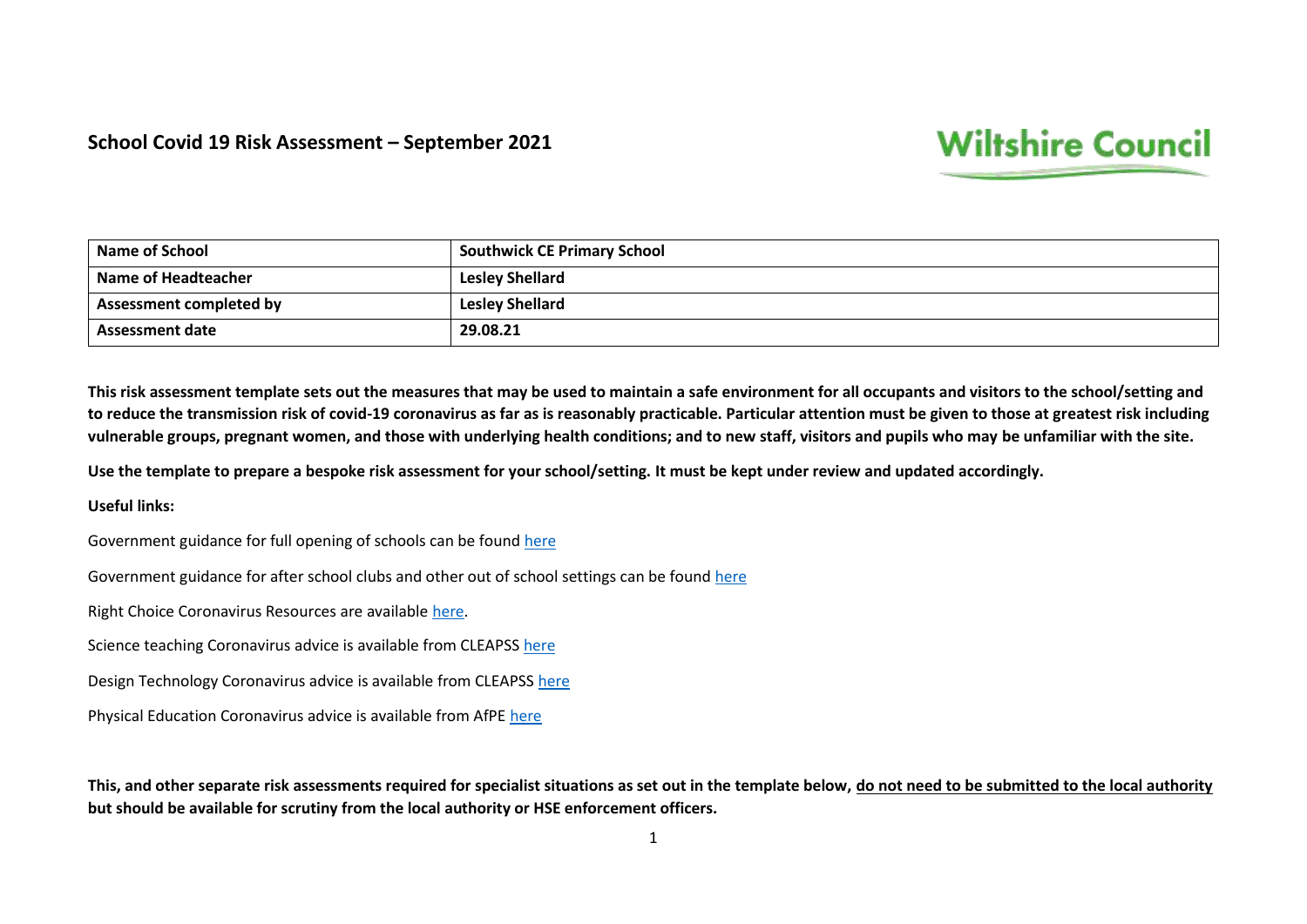# School Covid 19 Risk Assessment – September 2021

Wiltshire Council

| Name of School | Southwick CE Primary School |
|---|---|
| Name of Headteacher | Lesley Shellard |
| Assessment completed by | Lesley Shellard |
| Assessment date | 29.08.21 |

**This risk assessment template sets out the measures that may be used to maintain a safe environment for all occupants and visitors to the school/setting and to reduce the transmission risk of covid-19 coronavirus as far as is reasonably practicable. Particular attention must be given to those at greatest risk including vulnerable groups, pregnant women, and those with underlying health conditions; and to new staff, visitors and pupils who may be unfamiliar with the site.**

**Use the template to prepare a bespoke risk assessment for your school/setting. It must be kept under review and updated accordingly.**

**Useful links:**

Government guidance for full opening of schools can be found here

Government guidance for after school clubs and other out of school settings can be found here

Right Choice Coronavirus Resources are available here.

Science teaching Coronavirus advice is available from CLEAPSS here

Design Technology Coronavirus advice is available from CLEAPSS here

Physical Education Coronavirus advice is available from AfPE here

**This, and other separate risk assessments required for specialist situations as set out in the template below, <u>do not need to be submitted to the local authority</u> but should be available for scrutiny from the local authority or HSE enforcement officers.**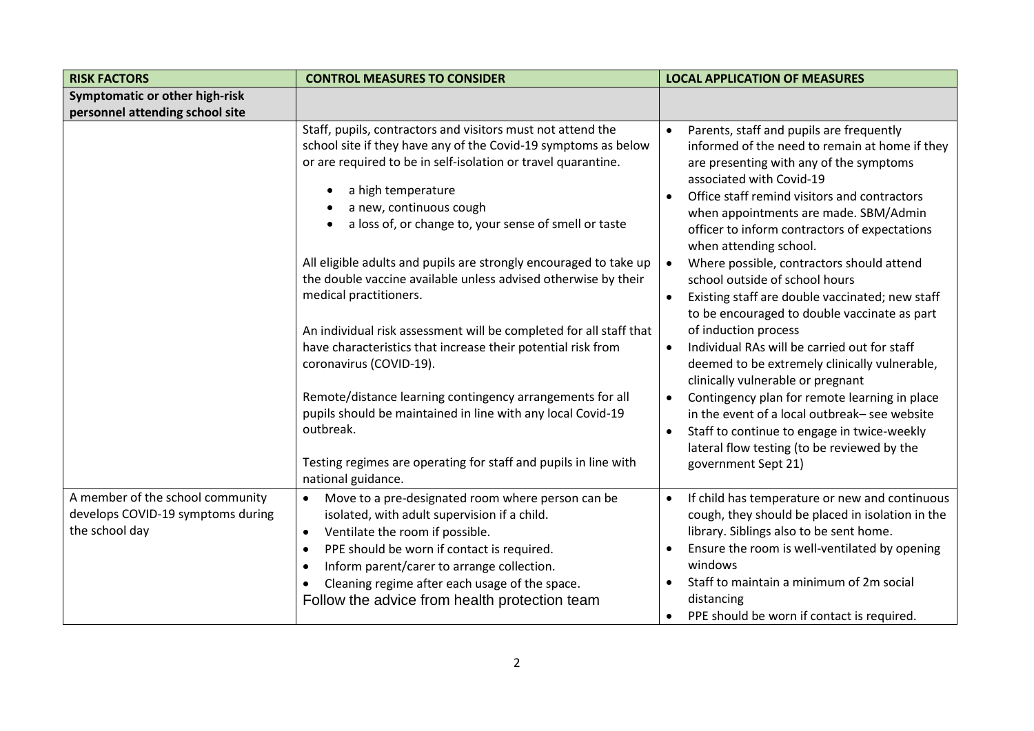| RISK FACTORS | CONTROL MEASURES TO CONSIDER | LOCAL APPLICATION OF MEASURES |
|---|---|---|
| **Symptomatic or other high-risk personnel attending school site** | | |
| | Staff, pupils, contractors and visitors must not attend the school site if they have any of the Covid-19 symptoms as below or are required to be in self-isolation or travel quarantine.<br><ul><li>a high temperature</li><li>a new, continuous cough</li><li>a loss of, or change to, your sense of smell or taste</li></ul>All eligible adults and pupils are strongly encouraged to take up the double vaccine available unless advised otherwise by their medical practitioners.<br><br>An individual risk assessment will be completed for all staff that have characteristics that increase their potential risk from coronavirus (COVID-19).<br><br>Remote/distance learning contingency arrangements for all pupils should be maintained in line with any local Covid-19 outbreak.<br><br>Testing regimes are operating for staff and pupils in line with national guidance. | <ul><li>Parents, staff and pupils are frequently informed of the need to remain at home if they are presenting with any of the symptoms associated with Covid-19</li><li>Office staff remind visitors and contractors when appointments are made. SBM/Admin officer to inform contractors of expectations when attending school.</li><li>Where possible, contractors should attend school outside of school hours</li><li>Existing staff are double vaccinated; new staff to be encouraged to double vaccinate as part of induction process</li><li>Individual RAs will be carried out for staff deemed to be extremely clinically vulnerable, clinically vulnerable or pregnant</li><li>Contingency plan for remote learning in place in the event of a local outbreak– see website</li><li>Staff to continue to engage in twice-weekly lateral flow testing (to be reviewed by the government Sept 21)</li></ul> |
| A member of the school community develops COVID-19 symptoms during the school day | <ul><li>Move to a pre-designated room where person can be isolated, with adult supervision if a child.</li><li>Ventilate the room if possible.</li><li>PPE should be worn if contact is required.</li><li>Inform parent/carer to arrange collection.</li><li>Cleaning regime after each usage of the space.</li></ul>Follow the advice from health protection team | <ul><li>If child has temperature or new and continuous cough, they should be placed in isolation in the library. Siblings also to be sent home.</li><li>Ensure the room is well-ventilated by opening windows</li><li>Staff to maintain a minimum of 2m social distancing</li><li>PPE should be worn if contact is required.</li></ul> |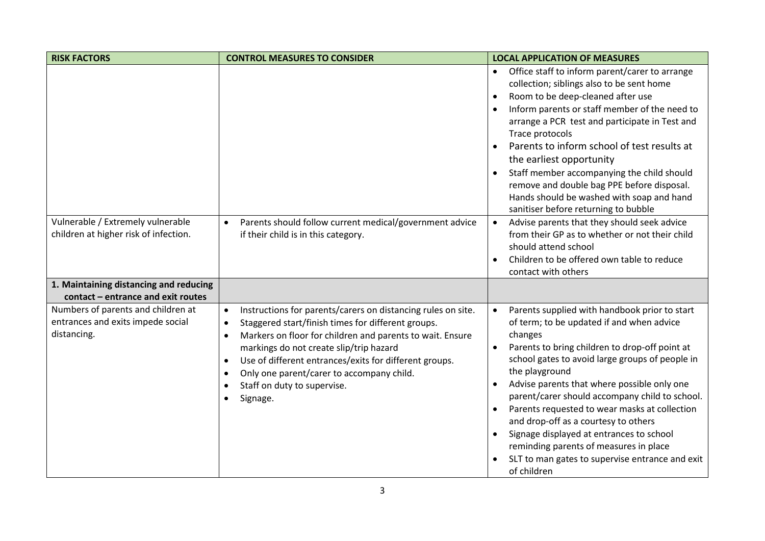| RISK FACTORS | CONTROL MEASURES TO CONSIDER | LOCAL APPLICATION OF MEASURES |
| --- | --- | --- |
| | | • Office staff to inform parent/carer to arrange collection; siblings also to be sent home<br>• Room to be deep-cleaned after use<br>• Inform parents or staff member of the need to arrange a PCR test and participate in Test and Trace protocols<br>• Parents to inform school of test results at the earliest opportunity<br>• Staff member accompanying the child should remove and double bag PPE before disposal. Hands should be washed with soap and hand sanitiser before returning to bubble |
| Vulnerable / Extremely vulnerable children at higher risk of infection. | • Parents should follow current medical/government advice if their child is in this category. | • Advise parents that they should seek advice from their GP as to whether or not their child should attend school<br>• Children to be offered own table to reduce contact with others |
| **1. Maintaining distancing and reducing contact – entrance and exit routes** | | |
| Numbers of parents and children at entrances and exits impede social distancing. | • Instructions for parents/carers on distancing rules on site.<br>• Staggered start/finish times for different groups.<br>• Markers on floor for children and parents to wait. Ensure markings do not create slip/trip hazard<br>• Use of different entrances/exits for different groups.<br>• Only one parent/carer to accompany child.<br>• Staff on duty to supervise.<br>• Signage. | • Parents supplied with handbook prior to start of term; to be updated if and when advice changes<br>• Parents to bring children to drop-off point at school gates to avoid large groups of people in the playground<br>• Advise parents that where possible only one parent/carer should accompany child to school.<br>• Parents requested to wear masks at collection and drop-off as a courtesy to others<br>• Signage displayed at entrances to school reminding parents of measures in place<br>• SLT to man gates to supervise entrance and exit of children |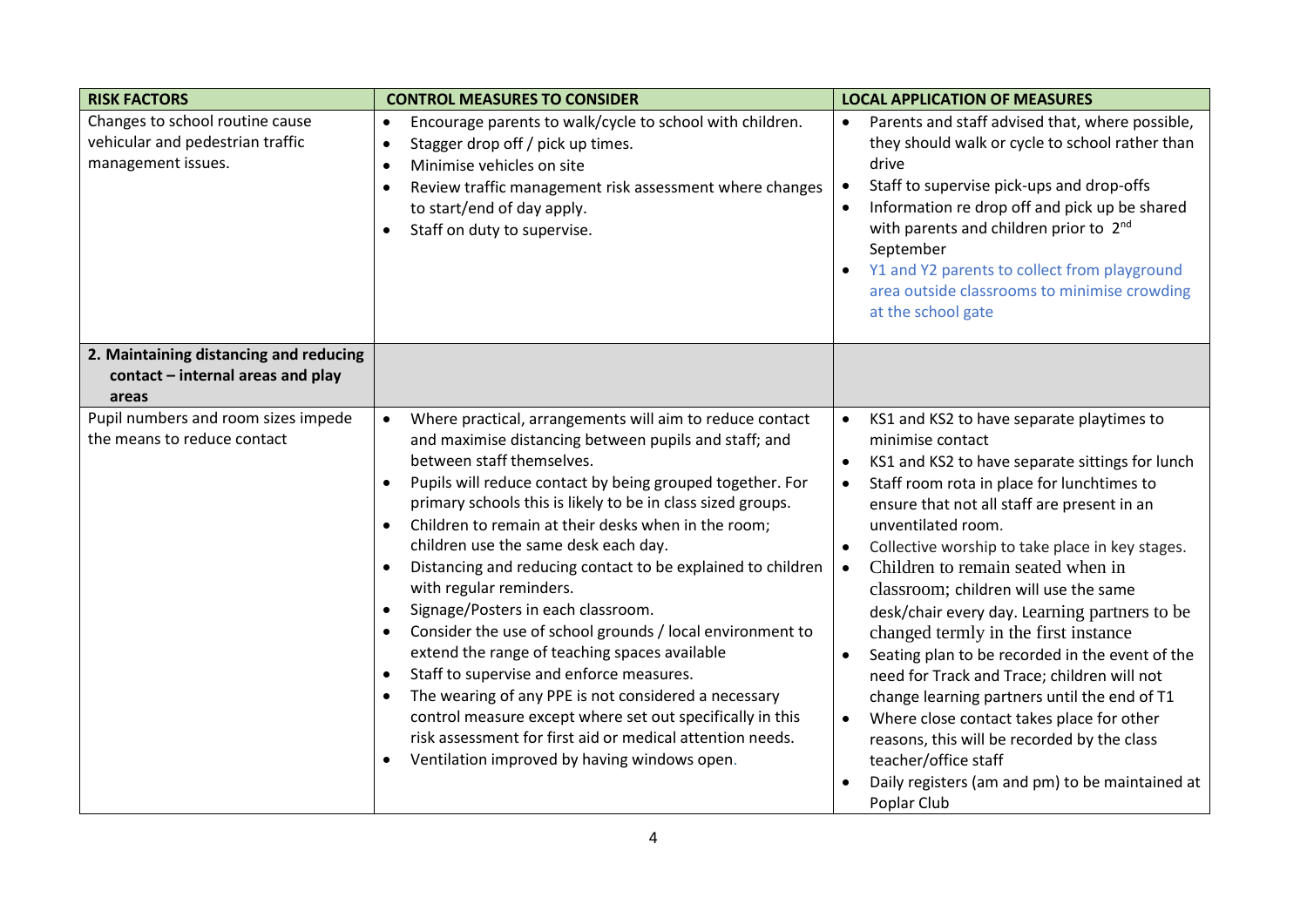| RISK FACTORS | CONTROL MEASURES TO CONSIDER | LOCAL APPLICATION OF MEASURES |
|---|---|---|
| Changes to school routine cause vehicular and pedestrian traffic management issues. | • Encourage parents to walk/cycle to school with children.<br>• Stagger drop off / pick up times.<br>• Minimise vehicles on site<br>• Review traffic management risk assessment where changes to start/end of day apply.<br>• Staff on duty to supervise. | • Parents and staff advised that, where possible, they should walk or cycle to school rather than drive<br>• Staff to supervise pick-ups and drop-offs<br>• Information re drop off and pick up be shared with parents and children prior to 2nd September<br>• Y1 and Y2 parents to collect from playground area outside classrooms to minimise crowding at the school gate |
| **2. Maintaining distancing and reducing contact – internal areas and play areas** | | |
| Pupil numbers and room sizes impede the means to reduce contact | • Where practical, arrangements will aim to reduce contact and maximise distancing between pupils and staff; and between staff themselves.<br>• Pupils will reduce contact by being grouped together. For primary schools this is likely to be in class sized groups.<br>• Children to remain at their desks when in the room; children use the same desk each day.<br>• Distancing and reducing contact to be explained to children with regular reminders.<br>• Signage/Posters in each classroom.<br>• Consider the use of school grounds / local environment to extend the range of teaching spaces available<br>• Staff to supervise and enforce measures.<br>• The wearing of any PPE is not considered a necessary control measure except where set out specifically in this risk assessment for first aid or medical attention needs.<br>• Ventilation improved by having windows open. | • KS1 and KS2 to have separate playtimes to minimise contact<br>• KS1 and KS2 to have separate sittings for lunch<br>• Staff room rota in place for lunchtimes to ensure that not all staff are present in an unventilated room.<br>• Collective worship to take place in key stages.<br>• Children to remain seated when in classroom; children will use the same desk/chair every day. Learning partners to be changed termly in the first instance<br>• Seating plan to be recorded in the event of the need for Track and Trace; children will not change learning partners until the end of T1<br>• Where close contact takes place for other reasons, this will be recorded by the class teacher/office staff<br>• Daily registers (am and pm) to be maintained at Poplar Club |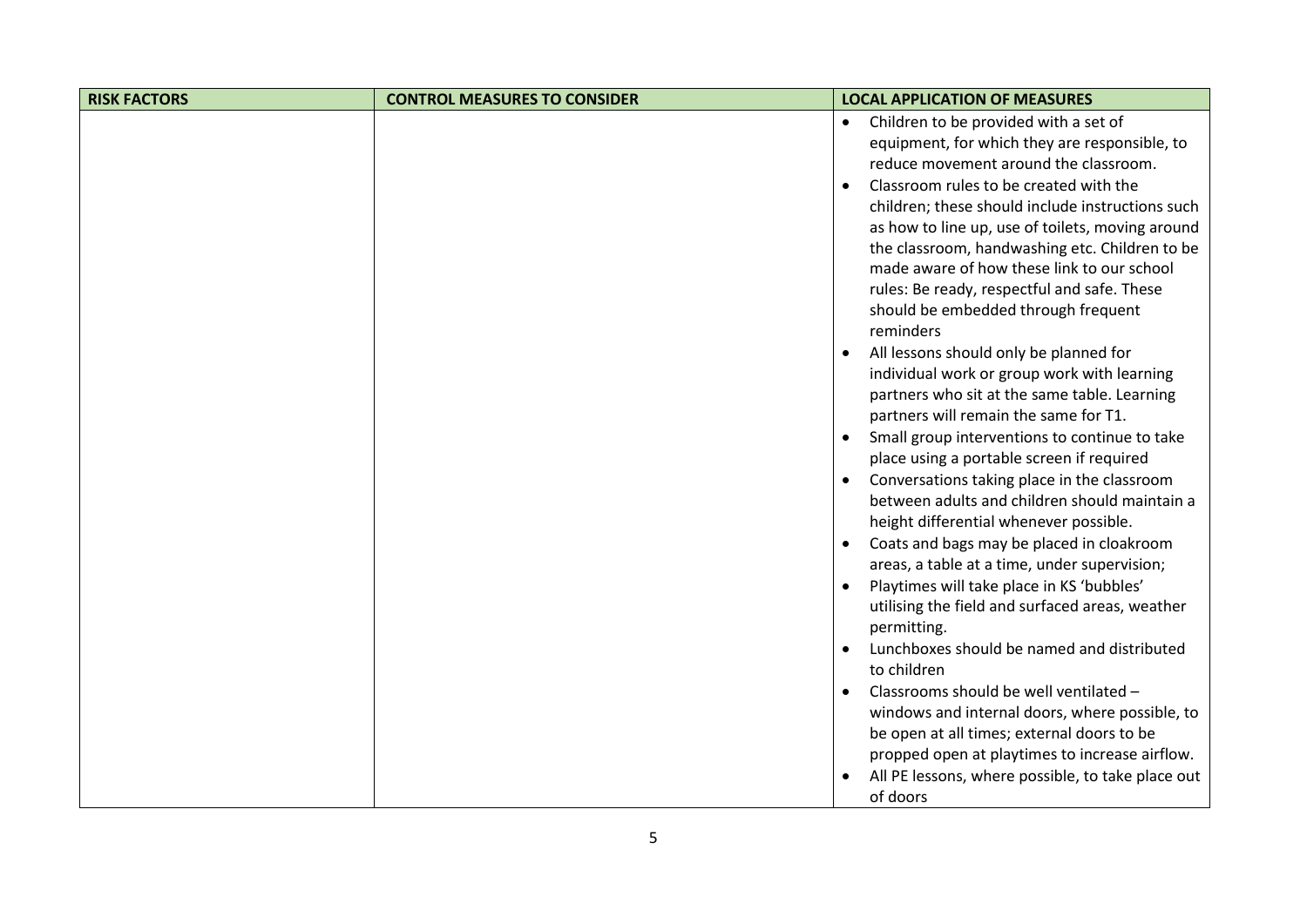| RISK FACTORS | CONTROL MEASURES TO CONSIDER | LOCAL APPLICATION OF MEASURES |
| --- | --- | --- |
| | | • Children to be provided with a set of equipment, for which they are responsible, to reduce movement around the classroom.<br>• Classroom rules to be created with the children; these should include instructions such as how to line up, use of toilets, moving around the classroom, handwashing etc. Children to be made aware of how these link to our school rules: Be ready, respectful and safe. These should be embedded through frequent reminders<br>• All lessons should only be planned for individual work or group work with learning partners who sit at the same table. Learning partners will remain the same for T1.<br>• Small group interventions to continue to take place using a portable screen if required<br>• Conversations taking place in the classroom between adults and children should maintain a height differential whenever possible.<br>• Coats and bags may be placed in cloakroom areas, a table at a time, under supervision;<br>• Playtimes will take place in KS 'bubbles' utilising the field and surfaced areas, weather permitting.<br>• Lunchboxes should be named and distributed to children<br>• Classrooms should be well ventilated – windows and internal doors, where possible, to be open at all times; external doors to be propped open at playtimes to increase airflow.<br>• All PE lessons, where possible, to take place out of doors |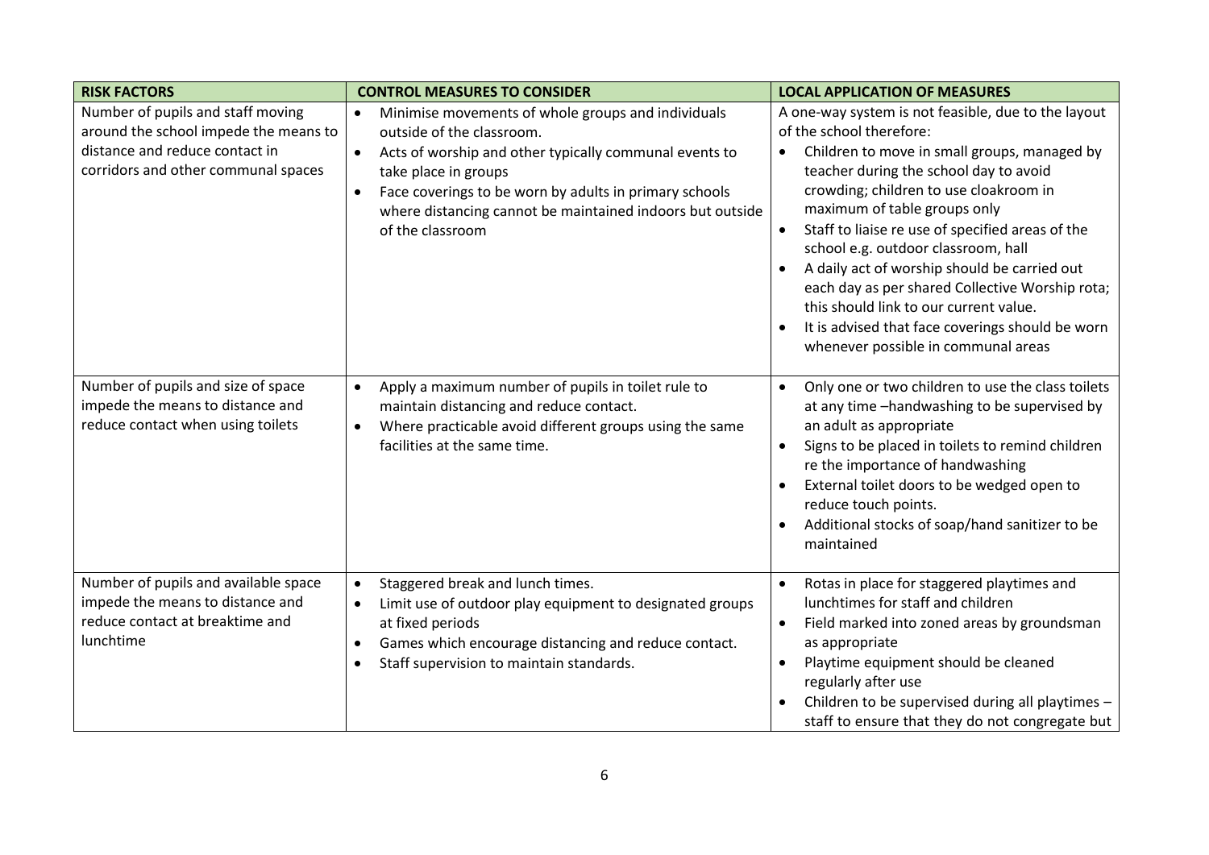| RISK FACTORS | CONTROL MEASURES TO CONSIDER | LOCAL APPLICATION OF MEASURES |
| --- | --- | --- |
| Number of pupils and staff moving around the school impede the means to distance and reduce contact in corridors and other communal spaces | • Minimise movements of whole groups and individuals outside of the classroom.<br>• Acts of worship and other typically communal events to take place in groups<br>• Face coverings to be worn by adults in primary schools where distancing cannot be maintained indoors but outside of the classroom | A one-way system is not feasible, due to the layout of the school therefore:<br>• Children to move in small groups, managed by teacher during the school day to avoid crowding; children to use cloakroom in maximum of table groups only<br>• Staff to liaise re use of specified areas of the school e.g. outdoor classroom, hall<br>• A daily act of worship should be carried out each day as per shared Collective Worship rota; this should link to our current value.<br>• It is advised that face coverings should be worn whenever possible in communal areas |
| Number of pupils and size of space impede the means to distance and reduce contact when using toilets | • Apply a maximum number of pupils in toilet rule to maintain distancing and reduce contact.<br>• Where practicable avoid different groups using the same facilities at the same time. | • Only one or two children to use the class toilets at any time –handwashing to be supervised by an adult as appropriate<br>• Signs to be placed in toilets to remind children re the importance of handwashing<br>• External toilet doors to be wedged open to reduce touch points.<br>• Additional stocks of soap/hand sanitizer to be maintained |
| Number of pupils and available space impede the means to distance and reduce contact at breaktime and lunchtime | • Staggered break and lunch times.<br>• Limit use of outdoor play equipment to designated groups at fixed periods<br>• Games which encourage distancing and reduce contact.<br>• Staff supervision to maintain standards. | • Rotas in place for staggered playtimes and lunchtimes for staff and children<br>• Field marked into zoned areas by groundsman as appropriate<br>• Playtime equipment should be cleaned regularly after use<br>• Children to be supervised during all playtimes – staff to ensure that they do not congregate but |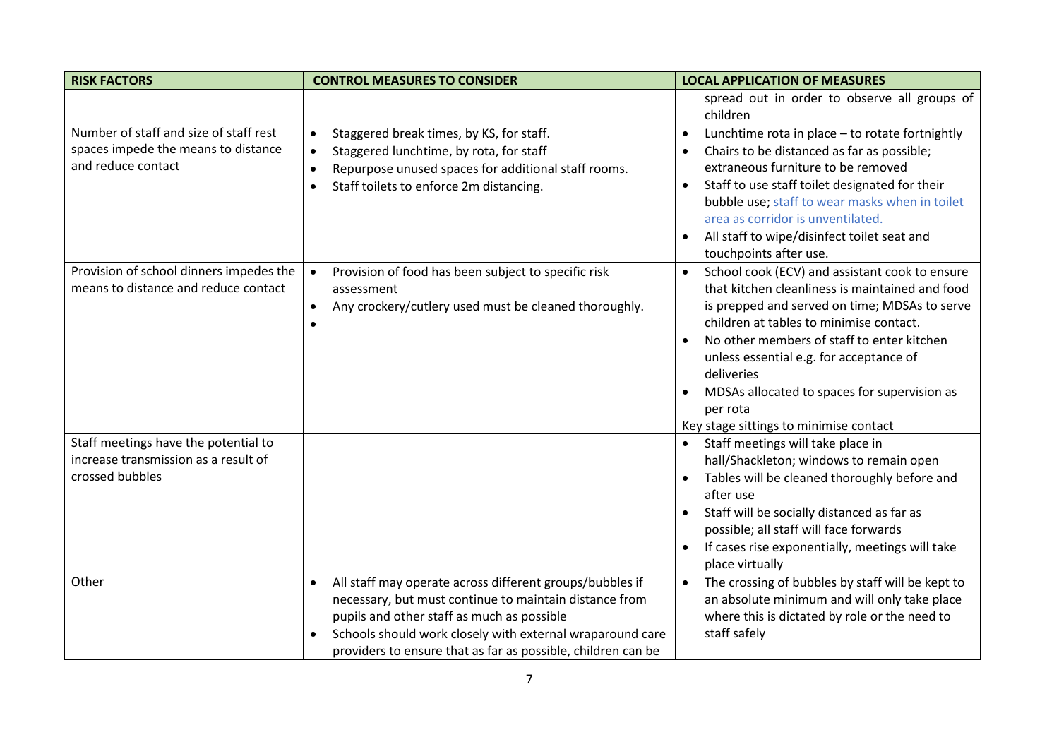| RISK FACTORS | CONTROL MEASURES TO CONSIDER | LOCAL APPLICATION OF MEASURES |
|---|---|---|
| | | spread out in order to observe all groups of children |
| Number of staff and size of staff rest spaces impede the means to distance and reduce contact | • Staggered break times, by KS, for staff.<br>• Staggered lunchtime, by rota, for staff<br>• Repurpose unused spaces for additional staff rooms.<br>• Staff toilets to enforce 2m distancing. | • Lunchtime rota in place – to rotate fortnightly<br>• Chairs to be distanced as far as possible; extraneous furniture to be removed<br>• Staff to use staff toilet designated for their bubble use; staff to wear masks when in toilet area as corridor is unventilated.<br>• All staff to wipe/disinfect toilet seat and touchpoints after use. |
| Provision of school dinners impedes the means to distance and reduce contact | • Provision of food has been subject to specific risk assessment<br>• Any crockery/cutlery used must be cleaned thoroughly.<br>• | • School cook (ECV) and assistant cook to ensure that kitchen cleanliness is maintained and food is prepped and served on time; MDSAs to serve children at tables to minimise contact.<br>• No other members of staff to enter kitchen unless essential e.g. for acceptance of deliveries<br>• MDSAs allocated to spaces for supervision as per rota<br>Key stage sittings to minimise contact |
| Staff meetings have the potential to increase transmission as a result of crossed bubbles | | • Staff meetings will take place in hall/Shackleton; windows to remain open<br>• Tables will be cleaned thoroughly before and after use<br>• Staff will be socially distanced as far as possible; all staff will face forwards<br>• If cases rise exponentially, meetings will take place virtually |
| Other | • All staff may operate across different groups/bubbles if necessary, but must continue to maintain distance from pupils and other staff as much as possible<br>• Schools should work closely with external wraparound care providers to ensure that as far as possible, children can be | • The crossing of bubbles by staff will be kept to an absolute minimum and will only take place where this is dictated by role or the need to staff safely |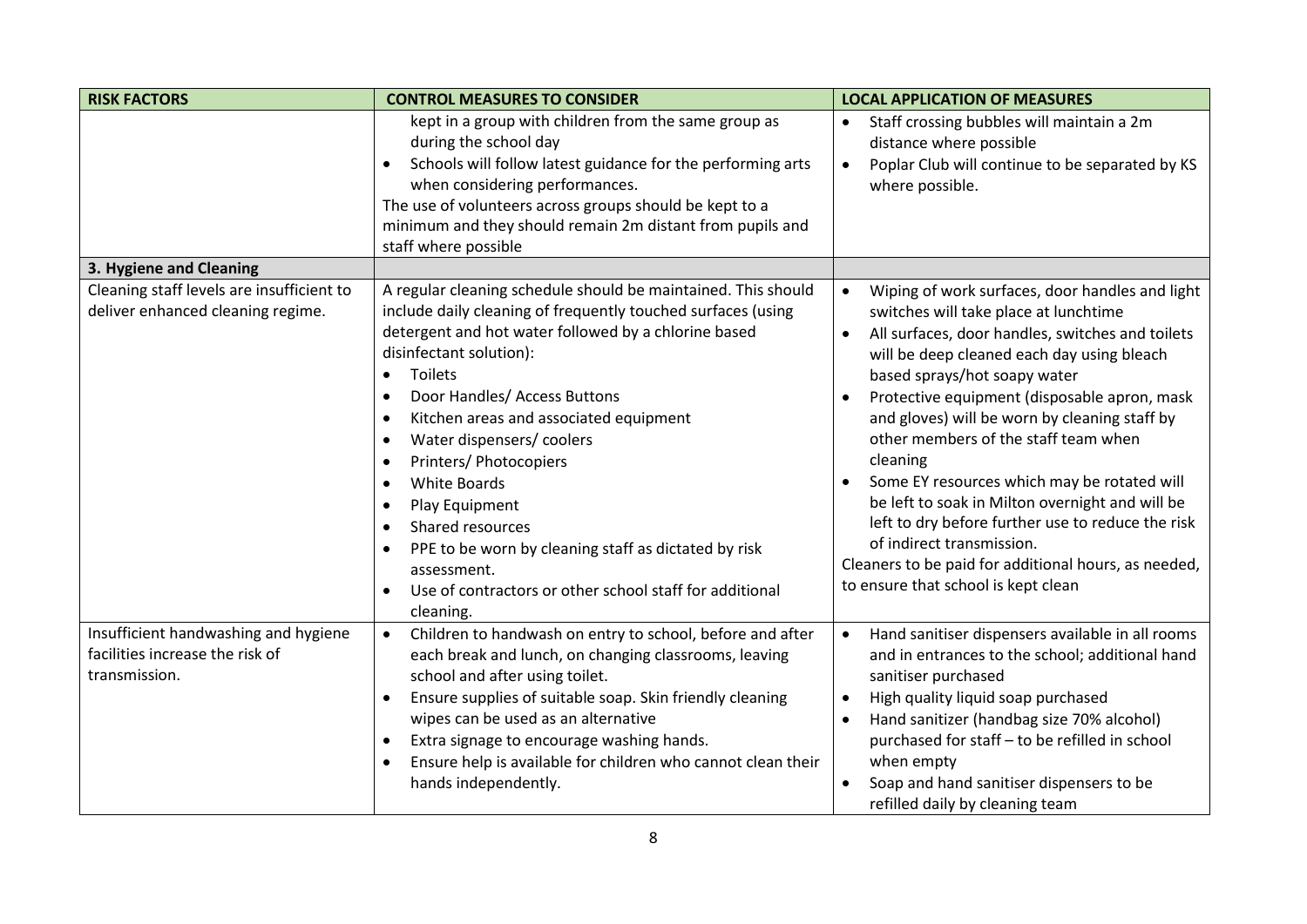| RISK FACTORS | CONTROL MEASURES TO CONSIDER | LOCAL APPLICATION OF MEASURES |
|---|---|---|
| | kept in a group with children from the same group as during the school day<br>• Schools will follow latest guidance for the performing arts when considering performances.<br>The use of volunteers across groups should be kept to a minimum and they should remain 2m distant from pupils and staff where possible | • Staff crossing bubbles will maintain a 2m distance where possible<br>• Poplar Club will continue to be separated by KS where possible. |
| **3. Hygiene and Cleaning** | | |
| Cleaning staff levels are insufficient to deliver enhanced cleaning regime. | A regular cleaning schedule should be maintained. This should include daily cleaning of frequently touched surfaces (using detergent and hot water followed by a chlorine based disinfectant solution):<br>• Toilets<br>• Door Handles/ Access Buttons<br>• Kitchen areas and associated equipment<br>• Water dispensers/ coolers<br>• Printers/ Photocopiers<br>• White Boards<br>• Play Equipment<br>• Shared resources<br>• PPE to be worn by cleaning staff as dictated by risk assessment.<br>• Use of contractors or other school staff for additional cleaning. | • Wiping of work surfaces, door handles and light switches will take place at lunchtime<br>• All surfaces, door handles, switches and toilets will be deep cleaned each day using bleach based sprays/hot soapy water<br>• Protective equipment (disposable apron, mask and gloves) will be worn by cleaning staff by other members of the staff team when cleaning<br>• Some EY resources which may be rotated will be left to soak in Milton overnight and will be left to dry before further use to reduce the risk of indirect transmission.<br>Cleaners to be paid for additional hours, as needed, to ensure that school is kept clean |
| Insufficient handwashing and hygiene facilities increase the risk of transmission. | • Children to handwash on entry to school, before and after each break and lunch, on changing classrooms, leaving school and after using toilet.<br>• Ensure supplies of suitable soap. Skin friendly cleaning wipes can be used as an alternative<br>• Extra signage to encourage washing hands.<br>• Ensure help is available for children who cannot clean their hands independently. | • Hand sanitiser dispensers available in all rooms and in entrances to the school; additional hand sanitiser purchased<br>• High quality liquid soap purchased<br>• Hand sanitizer (handbag size 70% alcohol) purchased for staff – to be refilled in school when empty<br>• Soap and hand sanitiser dispensers to be refilled daily by cleaning team |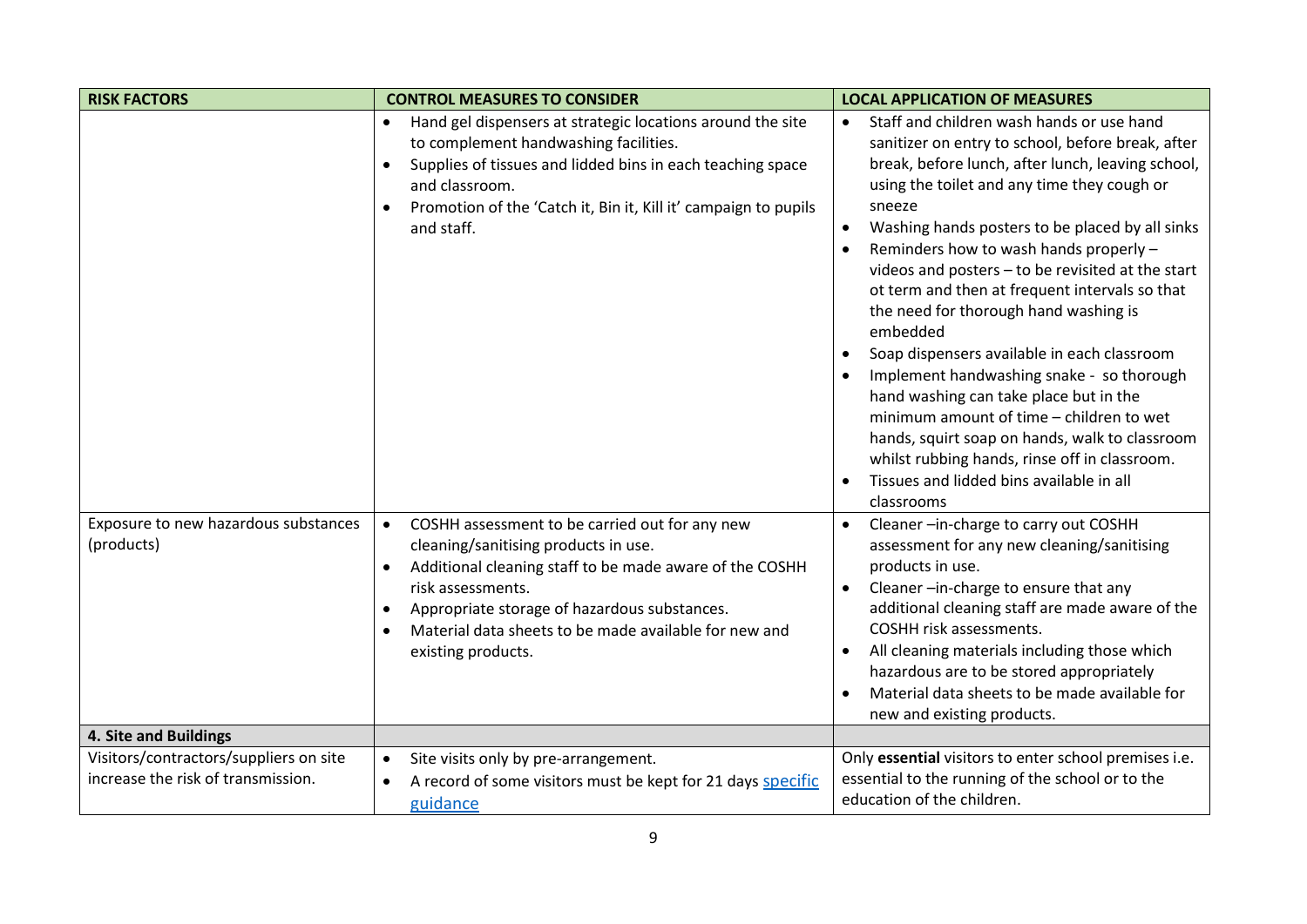| RISK FACTORS | CONTROL MEASURES TO CONSIDER | LOCAL APPLICATION OF MEASURES |
|---|---|---|
| | • Hand gel dispensers at strategic locations around the site to complement handwashing facilities.<br>• Supplies of tissues and lidded bins in each teaching space and classroom.<br>• Promotion of the 'Catch it, Bin it, Kill it' campaign to pupils and staff. | • Staff and children wash hands or use hand sanitizer on entry to school, before break, after break, before lunch, after lunch, leaving school, using the toilet and any time they cough or sneeze<br>• Washing hands posters to be placed by all sinks<br>• Reminders how to wash hands properly – videos and posters – to be revisited at the start ot term and then at frequent intervals so that the need for thorough hand washing is embedded<br>• Soap dispensers available in each classroom<br>• Implement handwashing snake - so thorough hand washing can take place but in the minimum amount of time – children to wet hands, squirt soap on hands, walk to classroom whilst rubbing hands, rinse off in classroom.<br>• Tissues and lidded bins available in all classrooms |
| Exposure to new hazardous substances (products) | • COSHH assessment to be carried out for any new cleaning/sanitising products in use.<br>• Additional cleaning staff to be made aware of the COSHH risk assessments.<br>• Appropriate storage of hazardous substances.<br>• Material data sheets to be made available for new and existing products. | • Cleaner –in-charge to carry out COSHH assessment for any new cleaning/sanitising products in use.<br>• Cleaner –in-charge to ensure that any additional cleaning staff are made aware of the COSHH risk assessments.<br>• All cleaning materials including those which hazardous are to be stored appropriately<br>• Material data sheets to be made available for new and existing products. |
| **4. Site and Buildings** | | |
| Visitors/contractors/suppliers on site increase the risk of transmission. | • Site visits only by pre-arrangement.<br>• A record of some visitors must be kept for 21 days specific guidance | Only **essential** visitors to enter school premises i.e. essential to the running of the school or to the education of the children. |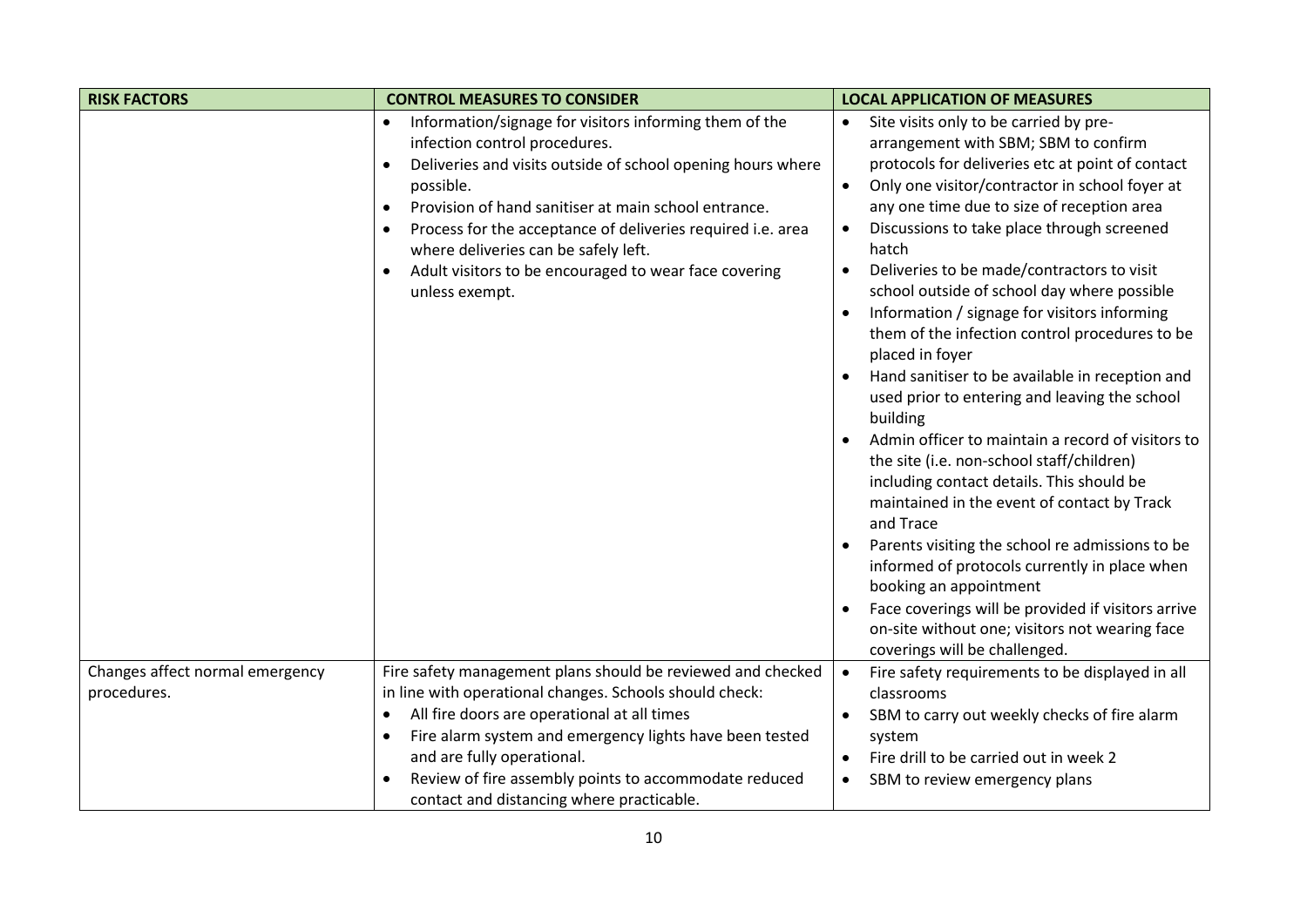| RISK FACTORS | CONTROL MEASURES TO CONSIDER | LOCAL APPLICATION OF MEASURES |
|---|---|---|
| | • Information/signage for visitors informing them of the infection control procedures.<br>• Deliveries and visits outside of school opening hours where possible.<br>• Provision of hand sanitiser at main school entrance.<br>• Process for the acceptance of deliveries required i.e. area where deliveries can be safely left.<br>• Adult visitors to be encouraged to wear face covering unless exempt. | • Site visits only to be carried by pre-arrangement with SBM; SBM to confirm protocols for deliveries etc at point of contact<br>• Only one visitor/contractor in school foyer at any one time due to size of reception area<br>• Discussions to take place through screened hatch<br>• Deliveries to be made/contractors to visit school outside of school day where possible<br>• Information / signage for visitors informing them of the infection control procedures to be placed in foyer<br>• Hand sanitiser to be available in reception and used prior to entering and leaving the school building<br>• Admin officer to maintain a record of visitors to the site (i.e. non-school staff/children) including contact details. This should be maintained in the event of contact by Track and Trace<br>• Parents visiting the school re admissions to be informed of protocols currently in place when booking an appointment<br>• Face coverings will be provided if visitors arrive on-site without one; visitors not wearing face coverings will be challenged. |
| Changes affect normal emergency procedures. | Fire safety management plans should be reviewed and checked in line with operational changes. Schools should check:<br>• All fire doors are operational at all times<br>• Fire alarm system and emergency lights have been tested and are fully operational.<br>• Review of fire assembly points to accommodate reduced contact and distancing where practicable. | • Fire safety requirements to be displayed in all classrooms<br>• SBM to carry out weekly checks of fire alarm system<br>• Fire drill to be carried out in week 2<br>• SBM to review emergency plans |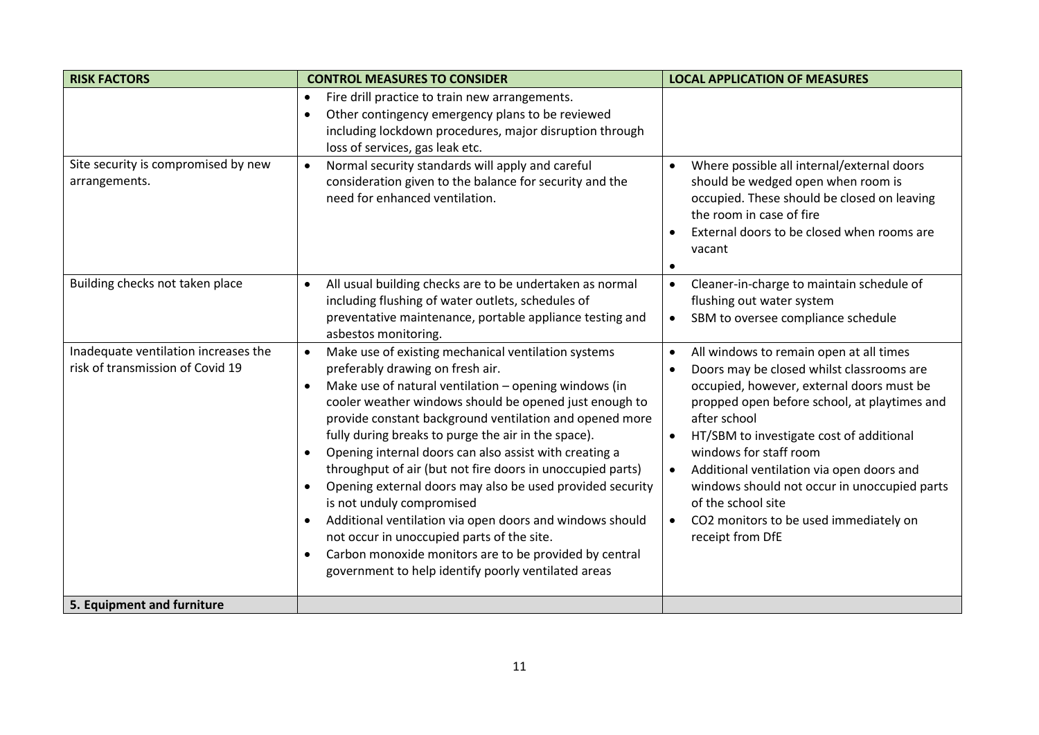| RISK FACTORS | CONTROL MEASURES TO CONSIDER | LOCAL APPLICATION OF MEASURES |
|---|---|---|
| | • Fire drill practice to train new arrangements.<br>• Other contingency emergency plans to be reviewed including lockdown procedures, major disruption through loss of services, gas leak etc. | |
| Site security is compromised by new arrangements. | • Normal security standards will apply and careful consideration given to the balance for security and the need for enhanced ventilation. | • Where possible all internal/external doors should be wedged open when room is occupied. These should be closed on leaving the room in case of fire<br>• External doors to be closed when rooms are vacant<br>• |
| Building checks not taken place | • All usual building checks are to be undertaken as normal including flushing of water outlets, schedules of preventative maintenance, portable appliance testing and asbestos monitoring. | • Cleaner-in-charge to maintain schedule of flushing out water system<br>• SBM to oversee compliance schedule |
| Inadequate ventilation increases the risk of transmission of Covid 19 | • Make use of existing mechanical ventilation systems preferably drawing on fresh air.<br>• Make use of natural ventilation – opening windows (in cooler weather windows should be opened just enough to provide constant background ventilation and opened more fully during breaks to purge the air in the space).<br>• Opening internal doors can also assist with creating a throughput of air (but not fire doors in unoccupied parts)<br>• Opening external doors may also be used provided security is not unduly compromised<br>• Additional ventilation via open doors and windows should not occur in unoccupied parts of the site.<br>• Carbon monoxide monitors are to be provided by central government to help identify poorly ventilated areas | • All windows to remain open at all times<br>• Doors may be closed whilst classrooms are occupied, however, external doors must be propped open before school, at playtimes and after school<br>• HT/SBM to investigate cost of additional windows for staff room<br>• Additional ventilation via open doors and windows should not occur in unoccupied parts of the school site<br>• $CO_2$ monitors to be used immediately on receipt from DfE |
| **5. Equipment and furniture** | | |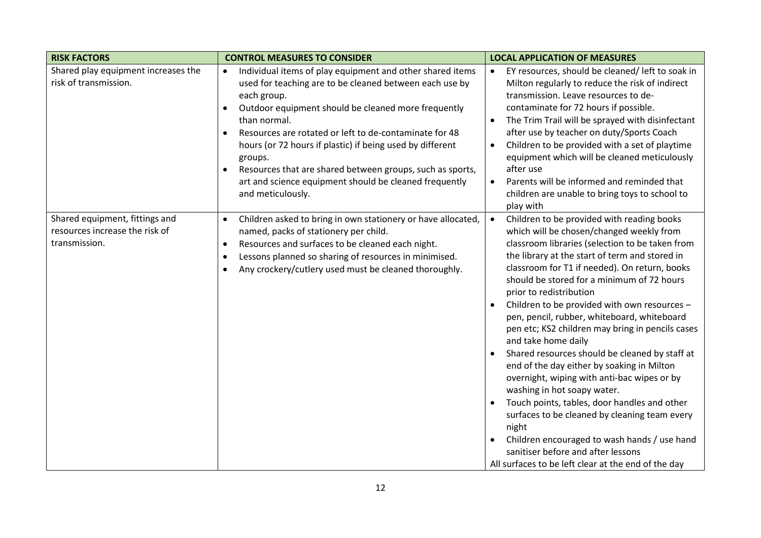| RISK FACTORS | CONTROL MEASURES TO CONSIDER | LOCAL APPLICATION OF MEASURES |
|---|---|---|
| Shared play equipment increases the risk of transmission. | • Individual items of play equipment and other shared items used for teaching are to be cleaned between each use by each group.<br>• Outdoor equipment should be cleaned more frequently than normal.<br>• Resources are rotated or left to de-contaminate for 48 hours (or 72 hours if plastic) if being used by different groups.<br>• Resources that are shared between groups, such as sports, art and science equipment should be cleaned frequently and meticulously. | • EY resources, should be cleaned/ left to soak in Milton regularly to reduce the risk of indirect transmission. Leave resources to de-contaminate for 72 hours if possible.<br>• The Trim Trail will be sprayed with disinfectant after use by teacher on duty/Sports Coach<br>• Children to be provided with a set of playtime equipment which will be cleaned meticulously after use<br>• Parents will be informed and reminded that children are unable to bring toys to school to play with |
| Shared equipment, fittings and resources increase the risk of transmission. | • Children asked to bring in own stationery or have allocated, named, packs of stationery per child.<br>• Resources and surfaces to be cleaned each night.<br>• Lessons planned so sharing of resources in minimised.<br>• Any crockery/cutlery used must be cleaned thoroughly. | • Children to be provided with reading books which will be chosen/changed weekly from classroom libraries (selection to be taken from the library at the start of term and stored in classroom for T1 if needed). On return, books should be stored for a minimum of 72 hours prior to redistribution<br>• Children to be provided with own resources – pen, pencil, rubber, whiteboard, whiteboard pen etc; KS2 children may bring in pencils cases and take home daily<br>• Shared resources should be cleaned by staff at end of the day either by soaking in Milton overnight, wiping with anti-bac wipes or by washing in hot soapy water.<br>• Touch points, tables, door handles and other surfaces to be cleaned by cleaning team every night<br>• Children encouraged to wash hands / use hand sanitiser before and after lessons<br>All surfaces to be left clear at the end of the day |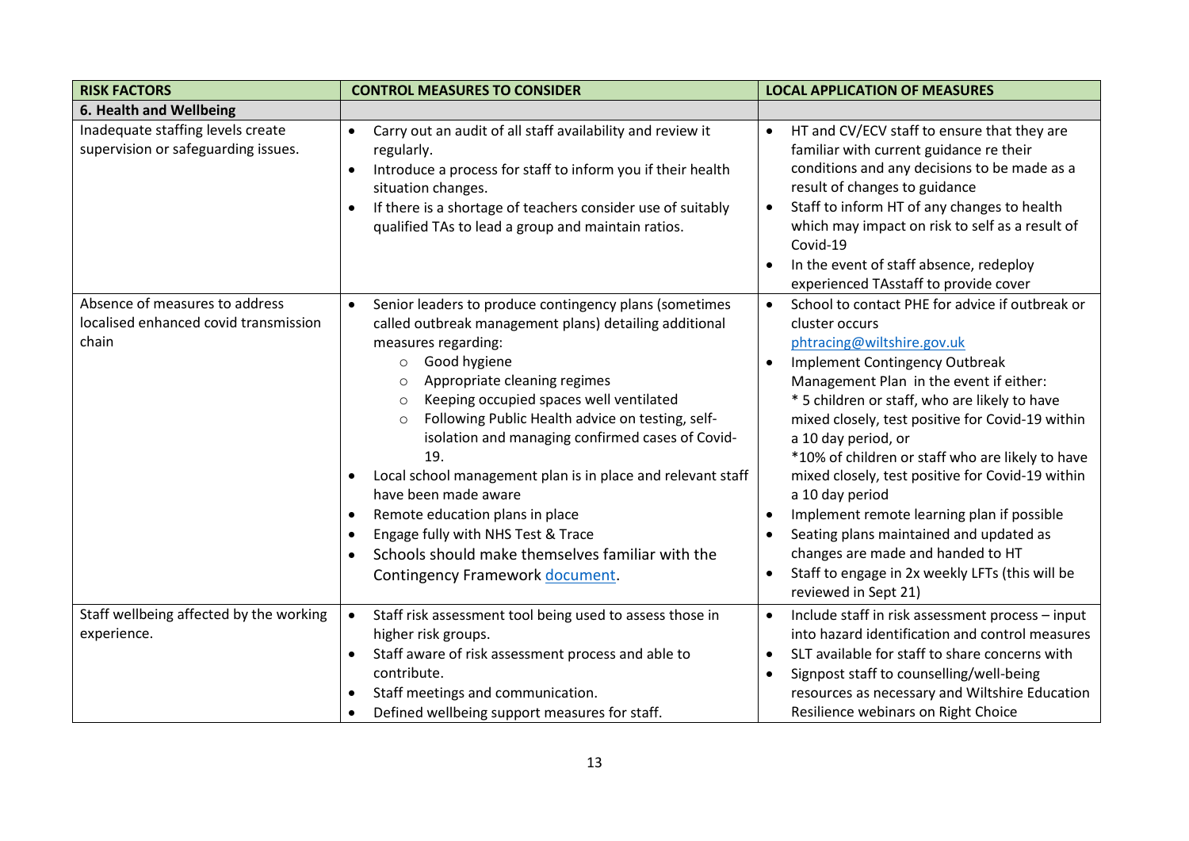| RISK FACTORS | CONTROL MEASURES TO CONSIDER | LOCAL APPLICATION OF MEASURES |
|---|---|---|
| **6. Health and Wellbeing** | | |
| Inadequate staffing levels create supervision or safeguarding issues. | • Carry out an audit of all staff availability and review it regularly.<br>• Introduce a process for staff to inform you if their health situation changes.<br>• If there is a shortage of teachers consider use of suitably qualified TAs to lead a group and maintain ratios. | • HT and CV/ECV staff to ensure that they are familiar with current guidance re their conditions and any decisions to be made as a result of changes to guidance<br>• Staff to inform HT of any changes to health which may impact on risk to self as a result of Covid-19<br>• In the event of staff absence, redeploy experienced TAsstaff to provide cover |
| Absence of measures to address localised enhanced covid transmission chain | • Senior leaders to produce contingency plans (sometimes called outbreak management plans) detailing additional measures regarding:<br>  ○ Good hygiene<br>  ○ Appropriate cleaning regimes<br>  ○ Keeping occupied spaces well ventilated<br>  ○ Following Public Health advice on testing, self-isolation and managing confirmed cases of Covid-19.<br>• Local school management plan is in place and relevant staff have been made aware<br>• Remote education plans in place<br>• Engage fully with NHS Test & Trace<br>• Schools should make themselves familiar with the Contingency Framework [document](). | • School to contact PHE for advice if outbreak or cluster occurs [phtracing@wiltshire.gov.uk](mailto:phtracing@wiltshire.gov.uk)<br>• Implement Contingency Outbreak Management Plan in the event if either:<br>* 5 children or staff, who are likely to have mixed closely, test positive for Covid-19 within a 10 day period, or<br>*10% of children or staff who are likely to have mixed closely, test positive for Covid-19 within a 10 day period<br>• Implement remote learning plan if possible<br>• Seating plans maintained and updated as changes are made and handed to HT<br>• Staff to engage in 2x weekly LFTs (this will be reviewed in Sept 21) |
| Staff wellbeing affected by the working experience. | • Staff risk assessment tool being used to assess those in higher risk groups.<br>• Staff aware of risk assessment process and able to contribute.<br>• Staff meetings and communication.<br>• Defined wellbeing support measures for staff. | • Include staff in risk assessment process – input into hazard identification and control measures<br>• SLT available for staff to share concerns with<br>• Signpost staff to counselling/well-being resources as necessary and Wiltshire Education Resilience webinars on Right Choice |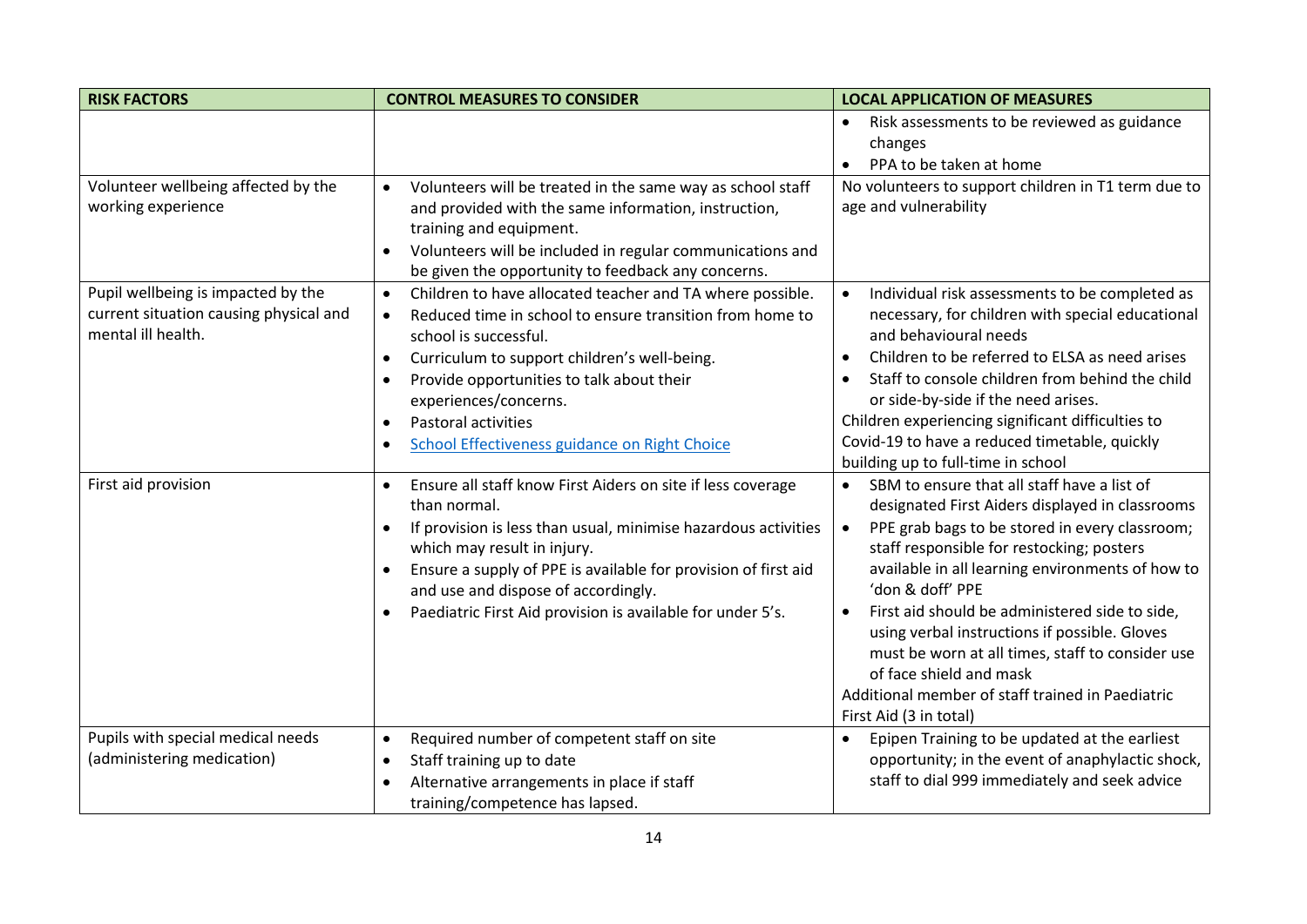| RISK FACTORS | CONTROL MEASURES TO CONSIDER | LOCAL APPLICATION OF MEASURES |
|---|---|---|
| | | • Risk assessments to be reviewed as guidance changes<br>• PPA to be taken at home |
| Volunteer wellbeing affected by the working experience | • Volunteers will be treated in the same way as school staff and provided with the same information, instruction, training and equipment.<br>• Volunteers will be included in regular communications and be given the opportunity to feedback any concerns. | No volunteers to support children in T1 term due to age and vulnerability |
| Pupil wellbeing is impacted by the current situation causing physical and mental ill health. | • Children to have allocated teacher and TA where possible.<br>• Reduced time in school to ensure transition from home to school is successful.<br>• Curriculum to support children's well-being.<br>• Provide opportunities to talk about their experiences/concerns.<br>• Pastoral activities<br>• School Effectiveness guidance on Right Choice | • Individual risk assessments to be completed as necessary, for children with special educational and behavioural needs<br>• Children to be referred to ELSA as need arises<br>• Staff to console children from behind the child or side-by-side if the need arises.<br>Children experiencing significant difficulties to Covid-19 to have a reduced timetable, quickly building up to full-time in school |
| First aid provision | • Ensure all staff know First Aiders on site if less coverage than normal.<br>• If provision is less than usual, minimise hazardous activities which may result in injury.<br>• Ensure a supply of PPE is available for provision of first aid and use and dispose of accordingly.<br>• Paediatric First Aid provision is available for under 5's. | • SBM to ensure that all staff have a list of designated First Aiders displayed in classrooms<br>• PPE grab bags to be stored in every classroom; staff responsible for restocking; posters available in all learning environments of how to 'don & doff' PPE<br>• First aid should be administered side to side, using verbal instructions if possible. Gloves must be worn at all times, staff to consider use of face shield and mask<br>Additional member of staff trained in Paediatric First Aid (3 in total) |
| Pupils with special medical needs (administering medication) | • Required number of competent staff on site<br>• Staff training up to date<br>• Alternative arrangements in place if staff training/competence has lapsed. | • Epipen Training to be updated at the earliest opportunity; in the event of anaphylactic shock, staff to dial 999 immediately and seek advice |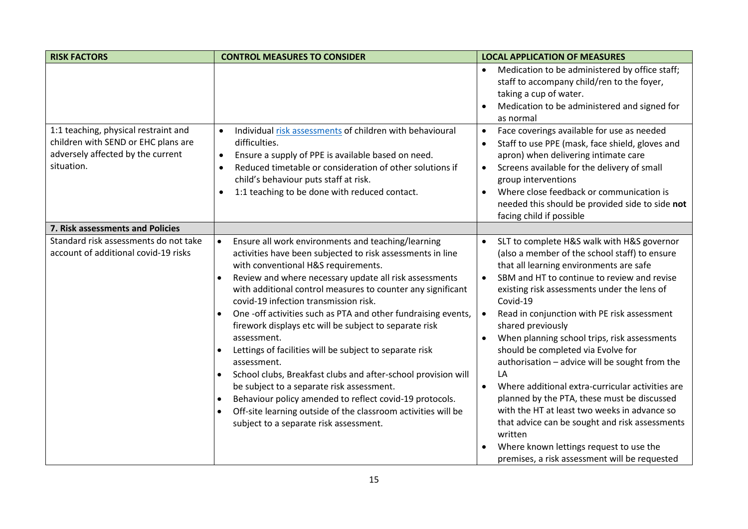| RISK FACTORS | CONTROL MEASURES TO CONSIDER | LOCAL APPLICATION OF MEASURES |
|---|---|---|
| | | • Medication to be administered by office staff; staff to accompany child/ren to the foyer, taking a cup of water.<br>• Medication to be administered and signed for as normal |
| 1:1 teaching, physical restraint and children with SEND or EHC plans are adversely affected by the current situation. | • Individual [risk assessments]() of children with behavioural difficulties.<br>• Ensure a supply of PPE is available based on need.<br>• Reduced timetable or consideration of other solutions if child's behaviour puts staff at risk.<br>• 1:1 teaching to be done with reduced contact. | • Face coverings available for use as needed<br>• Staff to use PPE (mask, face shield, gloves and apron) when delivering intimate care<br>• Screens available for the delivery of small group interventions<br>• Where close feedback or communication is needed this should be provided side to side **not** facing child if possible |
| **7. Risk assessments and Policies** | | |
| Standard risk assessments do not take account of additional covid-19 risks | • Ensure all work environments and teaching/learning activities have been subjected to risk assessments in line with conventional H&S requirements.<br>• Review and where necessary update all risk assessments with additional control measures to counter any significant covid-19 infection transmission risk.<br>• One -off activities such as PTA and other fundraising events, firework displays etc will be subject to separate risk assessment.<br>• Lettings of facilities will be subject to separate risk assessment.<br>• School clubs, Breakfast clubs and after-school provision will be subject to a separate risk assessment.<br>• Behaviour policy amended to reflect covid-19 protocols.<br>• Off-site learning outside of the classroom activities will be subject to a separate risk assessment. | • SLT to complete H&S walk with H&S governor (also a member of the school staff) to ensure that all learning environments are safe<br>• SBM and HT to continue to review and revise existing risk assessments under the lens of Covid-19<br>• Read in conjunction with PE risk assessment shared previously<br>• When planning school trips, risk assessments should be completed via Evolve for authorisation – advice will be sought from the LA<br>• Where additional extra-curricular activities are planned by the PTA, these must be discussed with the HT at least two weeks in advance so that advice can be sought and risk assessments written<br>• Where known lettings request to use the premises, a risk assessment will be requested |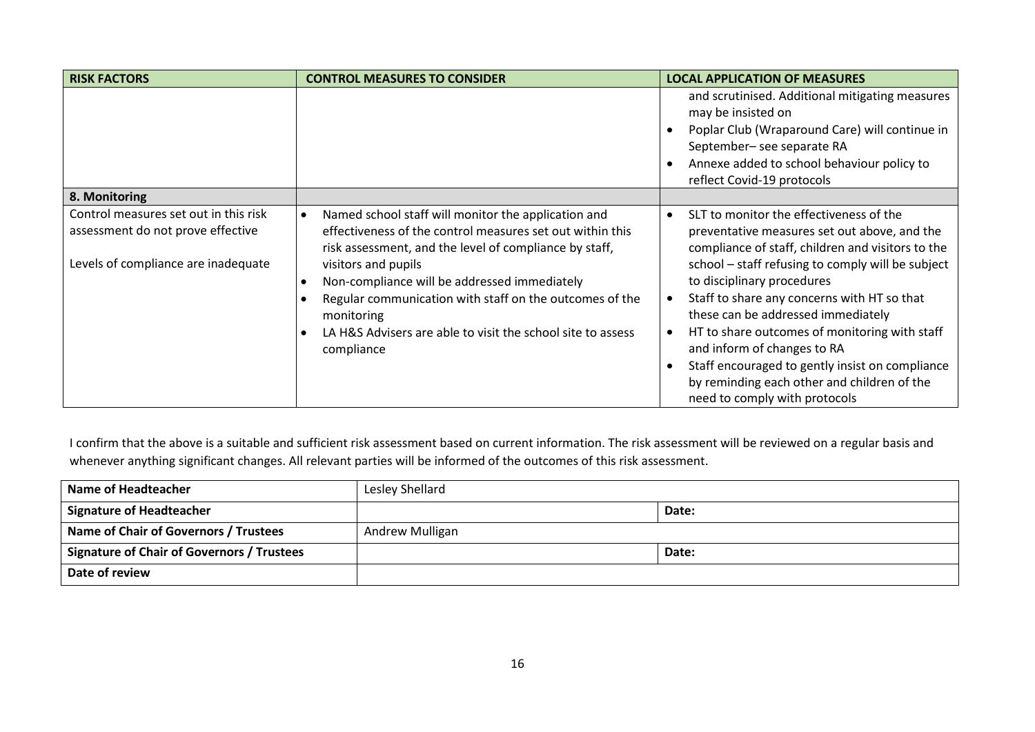| RISK FACTORS | CONTROL MEASURES TO CONSIDER | LOCAL APPLICATION OF MEASURES |
|---|---|---|
| | | and scrutinised. Additional mitigating measures may be insisted on<br>• Poplar Club (Wraparound Care) will continue in September– see separate RA<br>• Annexe added to school behaviour policy to reflect Covid-19 protocols |
| **8. Monitoring** | | |
| Control measures set out in this risk assessment do not prove effective<br><br>Levels of compliance are inadequate | • Named school staff will monitor the application and effectiveness of the control measures set out within this risk assessment, and the level of compliance by staff, visitors and pupils<br>• Non-compliance will be addressed immediately<br>• Regular communication with staff on the outcomes of the monitoring<br>• LA H&S Advisers are able to visit the school site to assess compliance | • SLT to monitor the effectiveness of the preventative measures set out above, and the compliance of staff, children and visitors to the school – staff refusing to comply will be subject to disciplinary procedures<br>• Staff to share any concerns with HT so that these can be addressed immediately<br>• HT to share outcomes of monitoring with staff and inform of changes to RA<br>• Staff encouraged to gently insist on compliance by reminding each other and children of the need to comply with protocols |

I confirm that the above is a suitable and sufficient risk assessment based on current information. The risk assessment will be reviewed on a regular basis and whenever anything significant changes. All relevant parties will be informed of the outcomes of this risk assessment.

| | | |
|---|---|---|
| **Name of Headteacher** | Lesley Shellard | |
| **Signature of Headteacher** | | **Date:** |
| **Name of Chair of Governors / Trustees** | Andrew Mulligan | |
| **Signature of Chair of Governors / Trustees** | | **Date:** |
| **Date of review** | | |